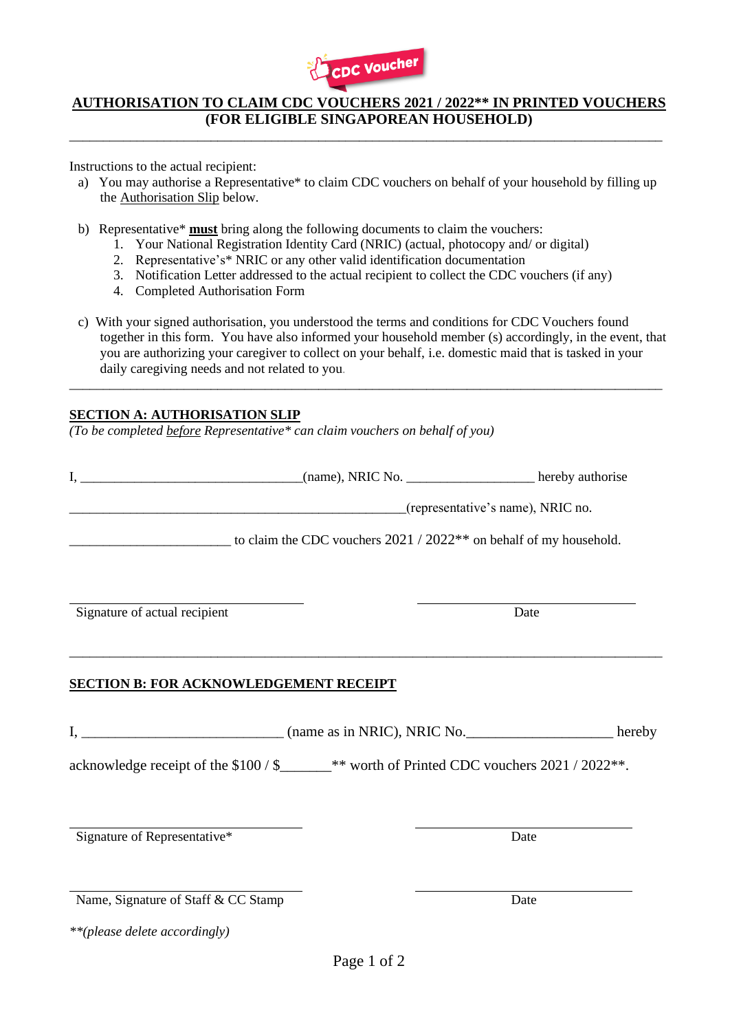# AUTHORISATION TO CLAIM CDC VOUCHERS 2021 / 2022** IN PRINTED VOUCHERS
## (FOR ELIGIBLE SINGAPOREAN HOUSEHOLD)

---

Instructions to the actual recipient:

a) You may authorise a Representative* to claim CDC vouchers on behalf of your household by filling up the Authorisation Slip below.

b) Representative* **must** bring along the following documents to claim the vouchers:
   1. Your National Registration Identity Card (NRIC) (actual, photocopy and/ or digital)
   2. Representative's* NRIC or any other valid identification documentation
   3. Notification Letter addressed to the actual recipient to collect the CDC vouchers (if any)
   4. Completed Authorisation Form

c) With your signed authorisation, you understood the terms and conditions for CDC Vouchers found together in this form. You have also informed your household member (s) accordingly, in the event, that you are authorizing your caregiver to collect on your behalf, i.e. domestic maid that is tasked in your daily caregiving needs and not related to you.

---

**SECTION A: AUTHORISATION SLIP**

*(To be completed before Representative* can claim vouchers on behalf of you)*

I, ________________________________(name), NRIC No. __________________ hereby authorise

_________________________________________________(representative's name), NRIC no.

_______________________ to claim the CDC vouchers 2021 / 2022** on behalf of my household.

_________________________ &nbsp;&nbsp;&nbsp;&nbsp;&nbsp;&nbsp;&nbsp;&nbsp; _________________________

Signature of actual recipient &nbsp;&nbsp;&nbsp;&nbsp;&nbsp;&nbsp;&nbsp;&nbsp; Date

---

**SECTION B: FOR ACKNOWLEDGEMENT RECEIPT**

I, ___________________________ (name as in NRIC), NRIC No.___________________ hereby

acknowledge receipt of the $100 / $_______** worth of Printed CDC vouchers 2021 / 2022**.

_________________________ &nbsp;&nbsp;&nbsp;&nbsp;&nbsp;&nbsp;&nbsp;&nbsp; _________________________

Signature of Representative* &nbsp;&nbsp;&nbsp;&nbsp;&nbsp;&nbsp;&nbsp;&nbsp; Date

_________________________ &nbsp;&nbsp;&nbsp;&nbsp;&nbsp;&nbsp;&nbsp;&nbsp; _________________________

Name, Signature of Staff & CC Stamp &nbsp;&nbsp;&nbsp;&nbsp;&nbsp;&nbsp;&nbsp;&nbsp; Date

*\*\*(please delete accordingly)*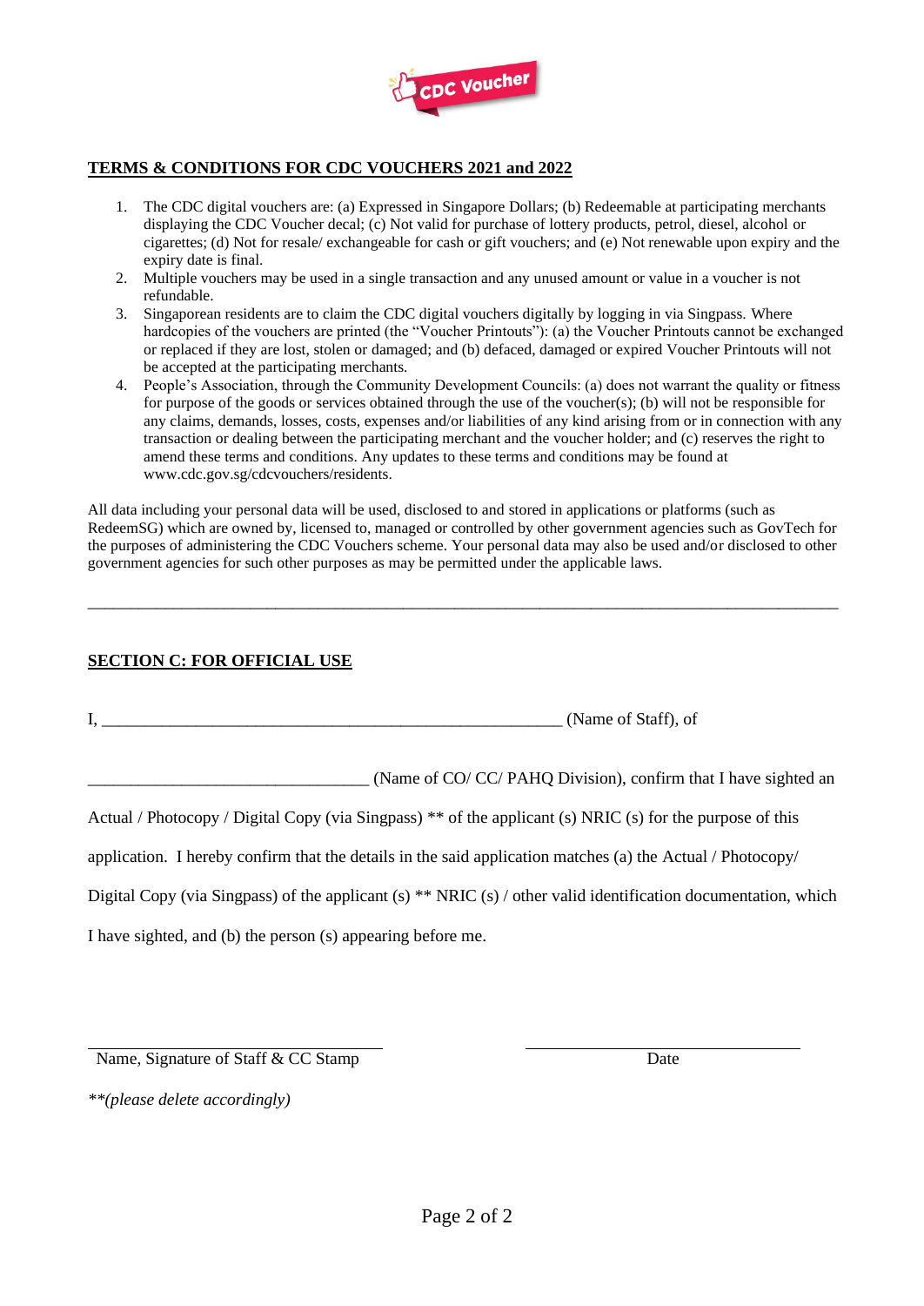**TERMS & CONDITIONS FOR CDC VOUCHERS 2021 and 2022**

1. The CDC digital vouchers are: (a) Expressed in Singapore Dollars; (b) Redeemable at participating merchants displaying the CDC Voucher decal; (c) Not valid for purchase of lottery products, petrol, diesel, alcohol or cigarettes; (d) Not for resale/ exchangeable for cash or gift vouchers; and (e) Not renewable upon expiry and the expiry date is final.
2. Multiple vouchers may be used in a single transaction and any unused amount or value in a voucher is not refundable.
3. Singaporean residents are to claim the CDC digital vouchers digitally by logging in via Singpass. Where hardcopies of the vouchers are printed (the "Voucher Printouts"): (a) the Voucher Printouts cannot be exchanged or replaced if they are lost, stolen or damaged; and (b) defaced, damaged or expired Voucher Printouts will not be accepted at the participating merchants.
4. People's Association, through the Community Development Councils: (a) does not warrant the quality or fitness for purpose of the goods or services obtained through the use of the voucher(s); (b) will not be responsible for any claims, demands, losses, costs, expenses and/or liabilities of any kind arising from or in connection with any transaction or dealing between the participating merchant and the voucher holder; and (c) reserves the right to amend these terms and conditions. Any updates to these terms and conditions may be found at www.cdc.gov.sg/cdcvouchers/residents.

All data including your personal data will be used, disclosed to and stored in applications or platforms (such as RedeemSG) which are owned by, licensed to, managed or controlled by other government agencies such as GovTech for the purposes of administering the CDC Vouchers scheme. Your personal data may also be used and/or disclosed to other government agencies for such other purposes as may be permitted under the applicable laws.

---

**SECTION C: FOR OFFICIAL USE**

I, ______________________________________________________ (Name of Staff), of

_________________________________ (Name of CO/ CC/ PAHQ Division), confirm that I have sighted an Actual / Photocopy / Digital Copy (via Singpass) ** of the applicant (s) NRIC (s) for the purpose of this application. I hereby confirm that the details in the said application matches (a) the Actual / Photocopy/ Digital Copy (via Singpass) of the applicant (s) ** NRIC (s) / other valid identification documentation, which I have sighted, and (b) the person (s) appearing before me.

___________________________________ ___________________________________

Name, Signature of Staff & CC Stamp Date

*\*\*(please delete accordingly)*